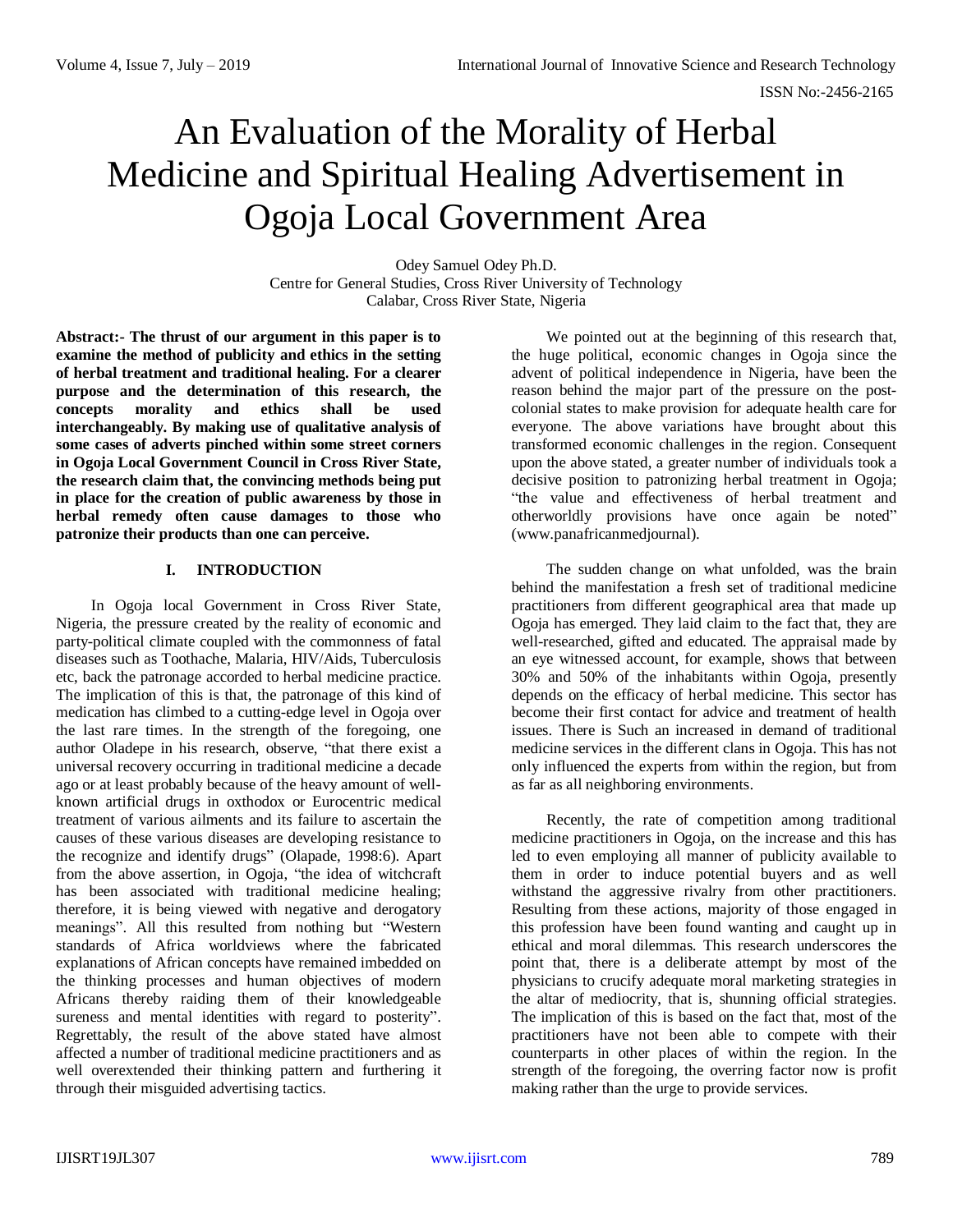# An Evaluation of the Morality of Herbal Medicine and Spiritual Healing Advertisement in Ogoja Local Government Area

Odey Samuel Odey Ph.D.
Centre for General Studies, Cross River University of Technology
Calabar, Cross River State, Nigeria

**Abstract:- The thrust of our argument in this paper is to examine the method of publicity and ethics in the setting of herbal treatment and traditional healing. For a clearer purpose and the determination of this research, the concepts morality and ethics shall be used interchangeably. By making use of qualitative analysis of some cases of adverts pinched within some street corners in Ogoja Local Government Council in Cross River State, the research claim that, the convincing methods being put in place for the creation of public awareness by those in herbal remedy often cause damages to those who patronize their products than one can perceive.**

## I. INTRODUCTION

In Ogoja local Government in Cross River State, Nigeria, the pressure created by the reality of economic and party-political climate coupled with the commonness of fatal diseases such as Toothache, Malaria, HIV/Aids, Tuberculosis etc, back the patronage accorded to herbal medicine practice. The implication of this is that, the patronage of this kind of medication has climbed to a cutting-edge level in Ogoja over the last rare times. In the strength of the foregoing, one author Oladepe in his research, observe, "that there exist a universal recovery occurring in traditional medicine a decade ago or at least probably because of the heavy amount of well-known artificial drugs in oxthodox or Eurocentric medical treatment of various ailments and its failure to ascertain the causes of these various diseases are developing resistance to the recognize and identify drugs" (Olapade, 1998:6). Apart from the above assertion, in Ogoja, "the idea of witchcraft has been associated with traditional medicine healing; therefore, it is being viewed with negative and derogatory meanings". All this resulted from nothing but "Western standards of Africa worldviews where the fabricated explanations of African concepts have remained imbedded on the thinking processes and human objectives of modern Africans thereby raiding them of their knowledgeable sureness and mental identities with regard to posterity". Regrettably, the result of the above stated have almost affected a number of traditional medicine practitioners and as well overextended their thinking pattern and furthering it through their misguided advertising tactics.

We pointed out at the beginning of this research that, the huge political, economic changes in Ogoja since the advent of political independence in Nigeria, have been the reason behind the major part of the pressure on the post-colonial states to make provision for adequate health care for everyone. The above variations have brought about this transformed economic challenges in the region. Consequent upon the above stated, a greater number of individuals took a decisive position to patronizing herbal treatment in Ogoja; "the value and effectiveness of herbal treatment and otherworldly provisions have once again be noted" (www.panafricanmedjournal).

The sudden change on what unfolded, was the brain behind the manifestation a fresh set of traditional medicine practitioners from different geographical area that made up Ogoja has emerged. They laid claim to the fact that, they are well-researched, gifted and educated. The appraisal made by an eye witnessed account, for example, shows that between 30% and 50% of the inhabitants within Ogoja, presently depends on the efficacy of herbal medicine. This sector has become their first contact for advice and treatment of health issues. There is Such an increased in demand of traditional medicine services in the different clans in Ogoja. This has not only influenced the experts from within the region, but from as far as all neighboring environments.

Recently, the rate of competition among traditional medicine practitioners in Ogoja, on the increase and this has led to even employing all manner of publicity available to them in order to induce potential buyers and as well withstand the aggressive rivalry from other practitioners. Resulting from these actions, majority of those engaged in this profession have been found wanting and caught up in ethical and moral dilemmas. This research underscores the point that, there is a deliberate attempt by most of the physicians to crucify adequate moral marketing strategies in the altar of mediocrity, that is, shunning official strategies. The implication of this is based on the fact that, most of the practitioners have not been able to compete with their counterparts in other places of within the region. In the strength of the foregoing, the overring factor now is profit making rather than the urge to provide services.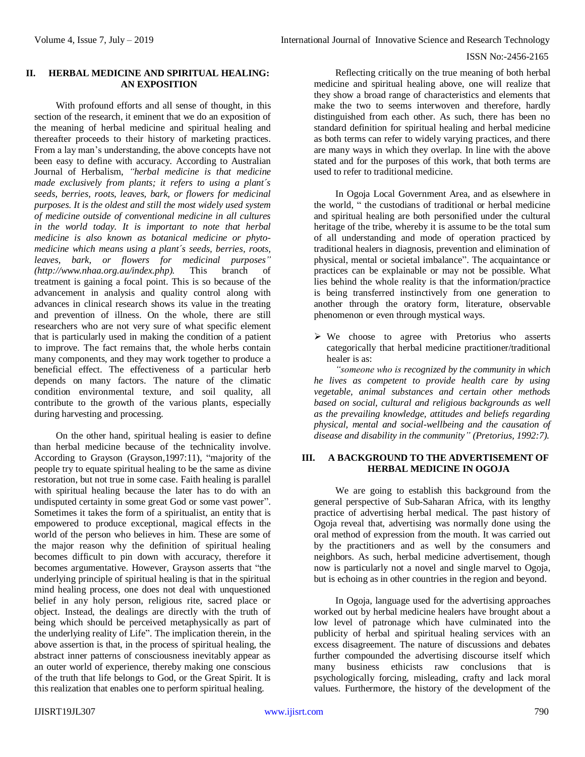## II. HERBAL MEDICINE AND SPIRITUAL HEALING: AN EXPOSITION

With profound efforts and all sense of thought, in this section of the research, it eminent that we do an exposition of the meaning of herbal medicine and spiritual healing and thereafter proceeds to their history of marketing practices. From a lay man's understanding, the above concepts have not been easy to define with accuracy. According to Australian Journal of Herbalism, *"herbal medicine is that medicine made exclusively from plants; it refers to using a plant´s seeds, berries, roots, leaves, bark, or flowers for medicinal purposes. It is the oldest and still the most widely used system of medicine outside of conventional medicine in all cultures in the world today. It is important to note that herbal medicine is also known as botanical medicine or phyto-medicine which means using a plant´s seeds, berries, roots, leaves, bark, or flowers for medicinal purposes" (http://www.nhaa.org.au/index.php).* This branch of treatment is gaining a focal point. This is so because of the advancement in analysis and quality control along with advances in clinical research shows its value in the treating and prevention of illness. On the whole, there are still researchers who are not very sure of what specific element that is particularly used in making the condition of a patient to improve. The fact remains that, the whole herbs contain many components, and they may work together to produce a beneficial effect. The effectiveness of a particular herb depends on many factors. The nature of the climatic condition environmental texture, and soil quality, all contribute to the growth of the various plants, especially during harvesting and processing.

On the other hand, spiritual healing is easier to define than herbal medicine because of the technicality involve. According to Grayson (Grayson,1997:11), "majority of the people try to equate spiritual healing to be the same as divine restoration, but not true in some case. Faith healing is parallel with spiritual healing because the later has to do with an undisputed certainty in some great God or some vast power". Sometimes it takes the form of a spiritualist, an entity that is empowered to produce exceptional, magical effects in the world of the person who believes in him. These are some of the major reason why the definition of spiritual healing becomes difficult to pin down with accuracy, therefore it becomes argumentative. However, Grayson asserts that "the underlying principle of spiritual healing is that in the spiritual mind healing process, one does not deal with unquestioned belief in any holy person, religious rite, sacred place or object. Instead, the dealings are directly with the truth of being which should be perceived metaphysically as part of the underlying reality of Life". The implication therein, in the above assertion is that, in the process of spiritual healing, the abstract inner patterns of consciousness inevitably appear as an outer world of experience, thereby making one conscious of the truth that life belongs to God, or the Great Spirit. It is this realization that enables one to perform spiritual healing.

Reflecting critically on the true meaning of both herbal medicine and spiritual healing above, one will realize that they show a broad range of characteristics and elements that make the two to seems interwoven and therefore, hardly distinguished from each other. As such, there has been no standard definition for spiritual healing and herbal medicine as both terms can refer to widely varying practices, and there are many ways in which they overlap. In line with the above stated and for the purposes of this work, that both terms are used to refer to traditional medicine.

In Ogoja Local Government Area, and as elsewhere in the world, " the custodians of traditional or herbal medicine and spiritual healing are both personified under the cultural heritage of the tribe, whereby it is assume to be the total sum of all understanding and mode of operation practiced by traditional healers in diagnosis, prevention and elimination of physical, mental or societal imbalance". The acquaintance or practices can be explainable or may not be possible. What lies behind the whole reality is that the information/practice is being transferred instinctively from one generation to another through the oratory form, literature, observable phenomenon or even through mystical ways.

- We choose to agree with Pretorius who asserts categorically that herbal medicine practitioner/traditional healer is as:

*"someone who is recognized by the community in which he lives as competent to provide health care by using vegetable, animal substances and certain other methods based on social, cultural and religious backgrounds as well as the prevailing knowledge, attitudes and beliefs regarding physical, mental and social-wellbeing and the causation of disease and disability in the community" (Pretorius, 1992:7).*

## III. A BACKGROUND TO THE ADVERTISEMENT OF HERBAL MEDICINE IN OGOJA

We are going to establish this background from the general perspective of Sub-Saharan Africa, with its lengthy practice of advertising herbal medical. The past history of Ogoja reveal that, advertising was normally done using the oral method of expression from the mouth. It was carried out by the practitioners and as well by the consumers and neighbors. As such, herbal medicine advertisement, though now is particularly not a novel and single marvel to Ogoja, but is echoing as in other countries in the region and beyond.

In Ogoja, language used for the advertising approaches worked out by herbal medicine healers have brought about a low level of patronage which have culminated into the publicity of herbal and spiritual healing services with an excess disagreement. The nature of discussions and debates further compounded the advertising discourse itself which many business ethicists raw conclusions that is psychologically forcing, misleading, crafty and lack moral values. Furthermore, the history of the development of the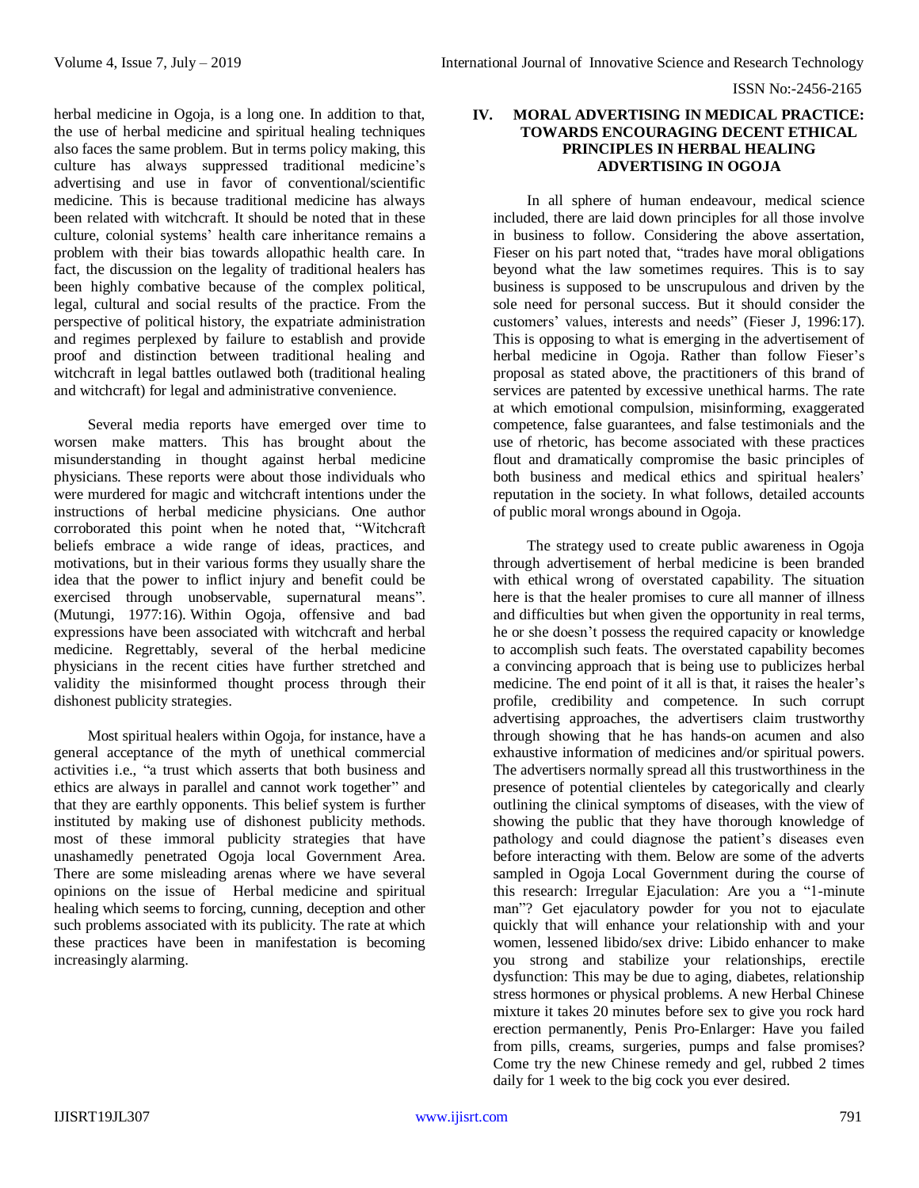herbal medicine in Ogoja, is a long one. In addition to that, the use of herbal medicine and spiritual healing techniques also faces the same problem. But in terms policy making, this culture has always suppressed traditional medicine's advertising and use in favor of conventional/scientific medicine. This is because traditional medicine has always been related with witchcraft. It should be noted that in these culture, colonial systems' health care inheritance remains a problem with their bias towards allopathic health care. In fact, the discussion on the legality of traditional healers has been highly combative because of the complex political, legal, cultural and social results of the practice. From the perspective of political history, the expatriate administration and regimes perplexed by failure to establish and provide proof and distinction between traditional healing and witchcraft in legal battles outlawed both (traditional healing and witchcraft) for legal and administrative convenience.

Several media reports have emerged over time to worsen make matters. This has brought about the misunderstanding in thought against herbal medicine physicians. These reports were about those individuals who were murdered for magic and witchcraft intentions under the instructions of herbal medicine physicians. One author corroborated this point when he noted that, "Witchcraft beliefs embrace a wide range of ideas, practices, and motivations, but in their various forms they usually share the idea that the power to inflict injury and benefit could be exercised through unobservable, supernatural means". (Mutungi, 1977:16). Within Ogoja, offensive and bad expressions have been associated with witchcraft and herbal medicine. Regrettably, several of the herbal medicine physicians in the recent cities have further stretched and validity the misinformed thought process through their dishonest publicity strategies.

Most spiritual healers within Ogoja, for instance, have a general acceptance of the myth of unethical commercial activities i.e., "a trust which asserts that both business and ethics are always in parallel and cannot work together" and that they are earthly opponents. This belief system is further instituted by making use of dishonest publicity methods. most of these immoral publicity strategies that have unashamedly penetrated Ogoja local Government Area. There are some misleading arenas where we have several opinions on the issue of Herbal medicine and spiritual healing which seems to forcing, cunning, deception and other such problems associated with its publicity. The rate at which these practices have been in manifestation is becoming increasingly alarming.

## IV. MORAL ADVERTISING IN MEDICAL PRACTICE: TOWARDS ENCOURAGING DECENT ETHICAL PRINCIPLES IN HERBAL HEALING ADVERTISING IN OGOJA

In all sphere of human endeavour, medical science included, there are laid down principles for all those involve in business to follow. Considering the above assertation, Fieser on his part noted that, "trades have moral obligations beyond what the law sometimes requires. This is to say business is supposed to be unscrupulous and driven by the sole need for personal success. But it should consider the customers' values, interests and needs" (Fieser J, 1996:17). This is opposing to what is emerging in the advertisement of herbal medicine in Ogoja. Rather than follow Fieser's proposal as stated above, the practitioners of this brand of services are patented by excessive unethical harms. The rate at which emotional compulsion, misinforming, exaggerated competence, false guarantees, and false testimonials and the use of rhetoric, has become associated with these practices flout and dramatically compromise the basic principles of both business and medical ethics and spiritual healers' reputation in the society. In what follows, detailed accounts of public moral wrongs abound in Ogoja.

The strategy used to create public awareness in Ogoja through advertisement of herbal medicine is been branded with ethical wrong of overstated capability. The situation here is that the healer promises to cure all manner of illness and difficulties but when given the opportunity in real terms, he or she doesn't possess the required capacity or knowledge to accomplish such feats. The overstated capability becomes a convincing approach that is being use to publicizes herbal medicine. The end point of it all is that, it raises the healer's profile, credibility and competence. In such corrupt advertising approaches, the advertisers claim trustworthy through showing that he has hands-on acumen and also exhaustive information of medicines and/or spiritual powers. The advertisers normally spread all this trustworthiness in the presence of potential clienteles by categorically and clearly outlining the clinical symptoms of diseases, with the view of showing the public that they have thorough knowledge of pathology and could diagnose the patient's diseases even before interacting with them. Below are some of the adverts sampled in Ogoja Local Government during the course of this research: Irregular Ejaculation: Are you a "1-minute man"? Get ejaculatory powder for you not to ejaculate quickly that will enhance your relationship with and your women, lessened libido/sex drive: Libido enhancer to make you strong and stabilize your relationships, erectile dysfunction: This may be due to aging, diabetes, relationship stress hormones or physical problems. A new Herbal Chinese mixture it takes 20 minutes before sex to give you rock hard erection permanently, Penis Pro-Enlarger: Have you failed from pills, creams, surgeries, pumps and false promises? Come try the new Chinese remedy and gel, rubbed 2 times daily for 1 week to the big cock you ever desired.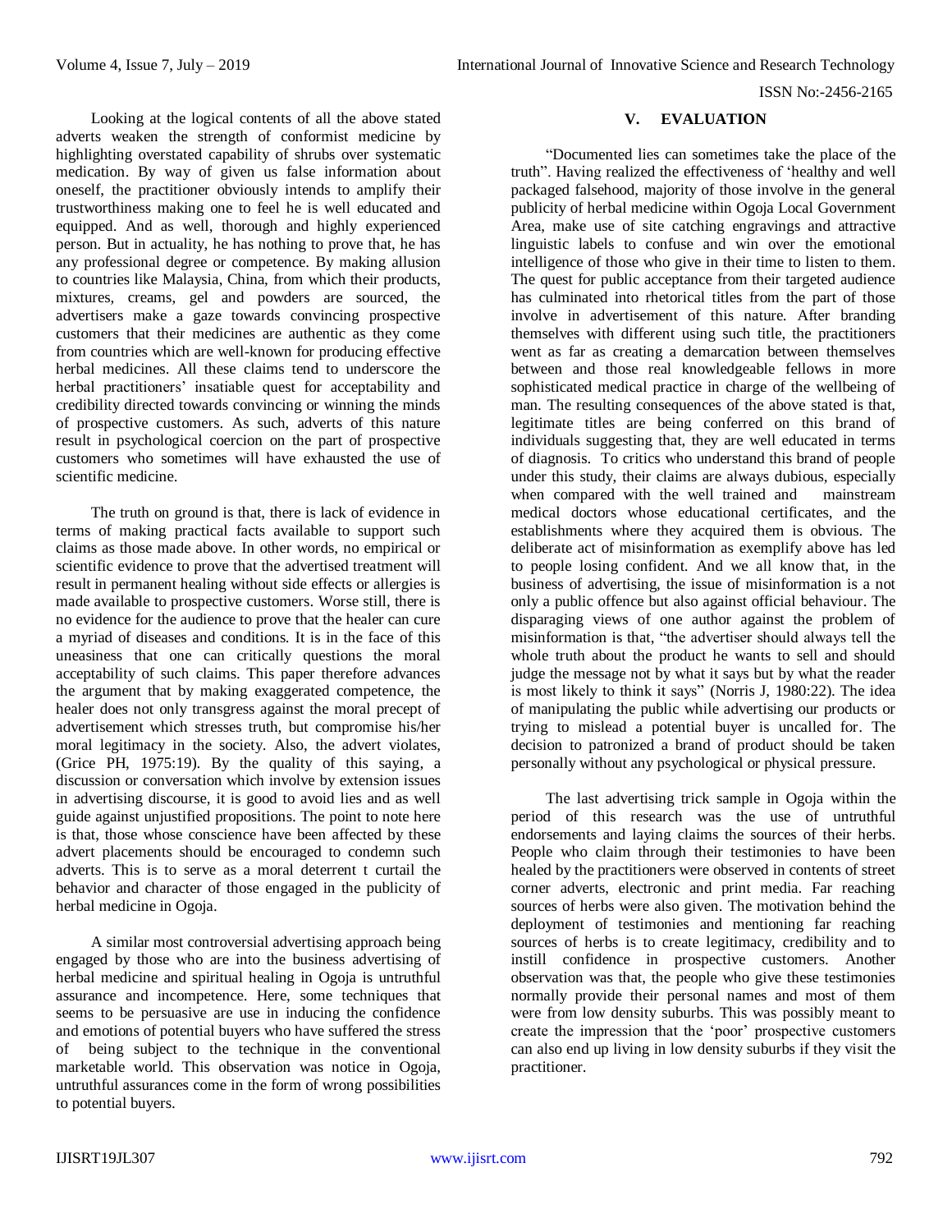Looking at the logical contents of all the above stated adverts weaken the strength of conformist medicine by highlighting overstated capability of shrubs over systematic medication. By way of given us false information about oneself, the practitioner obviously intends to amplify their trustworthiness making one to feel he is well educated and equipped. And as well, thorough and highly experienced person. But in actuality, he has nothing to prove that, he has any professional degree or competence. By making allusion to countries like Malaysia, China, from which their products, mixtures, creams, gel and powders are sourced, the advertisers make a gaze towards convincing prospective customers that their medicines are authentic as they come from countries which are well-known for producing effective herbal medicines. All these claims tend to underscore the herbal practitioners' insatiable quest for acceptability and credibility directed towards convincing or winning the minds of prospective customers. As such, adverts of this nature result in psychological coercion on the part of prospective customers who sometimes will have exhausted the use of scientific medicine.

The truth on ground is that, there is lack of evidence in terms of making practical facts available to support such claims as those made above. In other words, no empirical or scientific evidence to prove that the advertised treatment will result in permanent healing without side effects or allergies is made available to prospective customers. Worse still, there is no evidence for the audience to prove that the healer can cure a myriad of diseases and conditions. It is in the face of this uneasiness that one can critically questions the moral acceptability of such claims. This paper therefore advances the argument that by making exaggerated competence, the healer does not only transgress against the moral precept of advertisement which stresses truth, but compromise his/her moral legitimacy in the society. Also, the advert violates, (Grice PH, 1975:19). By the quality of this saying, a discussion or conversation which involve by extension issues in advertising discourse, it is good to avoid lies and as well guide against unjustified propositions. The point to note here is that, those whose conscience have been affected by these advert placements should be encouraged to condemn such adverts. This is to serve as a moral deterrent t curtail the behavior and character of those engaged in the publicity of herbal medicine in Ogoja.

A similar most controversial advertising approach being engaged by those who are into the business advertising of herbal medicine and spiritual healing in Ogoja is untruthful assurance and incompetence. Here, some techniques that seems to be persuasive are use in inducing the confidence and emotions of potential buyers who have suffered the stress of being subject to the technique in the conventional marketable world. This observation was notice in Ogoja, untruthful assurances come in the form of wrong possibilities to potential buyers.

## V. EVALUATION

"Documented lies can sometimes take the place of the truth". Having realized the effectiveness of 'healthy and well packaged falsehood, majority of those involve in the general publicity of herbal medicine within Ogoja Local Government Area, make use of site catching engravings and attractive linguistic labels to confuse and win over the emotional intelligence of those who give in their time to listen to them. The quest for public acceptance from their targeted audience has culminated into rhetorical titles from the part of those involve in advertisement of this nature. After branding themselves with different using such title, the practitioners went as far as creating a demarcation between themselves between and those real knowledgeable fellows in more sophisticated medical practice in charge of the wellbeing of man. The resulting consequences of the above stated is that, legitimate titles are being conferred on this brand of individuals suggesting that, they are well educated in terms of diagnosis. To critics who understand this brand of people under this study, their claims are always dubious, especially when compared with the well trained and mainstream medical doctors whose educational certificates, and the establishments where they acquired them is obvious. The deliberate act of misinformation as exemplify above has led to people losing confident. And we all know that, in the business of advertising, the issue of misinformation is a not only a public offence but also against official behaviour. The disparaging views of one author against the problem of misinformation is that, "the advertiser should always tell the whole truth about the product he wants to sell and should judge the message not by what it says but by what the reader is most likely to think it says" (Norris J, 1980:22). The idea of manipulating the public while advertising our products or trying to mislead a potential buyer is uncalled for. The decision to patronized a brand of product should be taken personally without any psychological or physical pressure.

The last advertising trick sample in Ogoja within the period of this research was the use of untruthful endorsements and laying claims the sources of their herbs. People who claim through their testimonies to have been healed by the practitioners were observed in contents of street corner adverts, electronic and print media. Far reaching sources of herbs were also given. The motivation behind the deployment of testimonies and mentioning far reaching sources of herbs is to create legitimacy, credibility and to instill confidence in prospective customers. Another observation was that, the people who give these testimonies normally provide their personal names and most of them were from low density suburbs. This was possibly meant to create the impression that the 'poor' prospective customers can also end up living in low density suburbs if they visit the practitioner.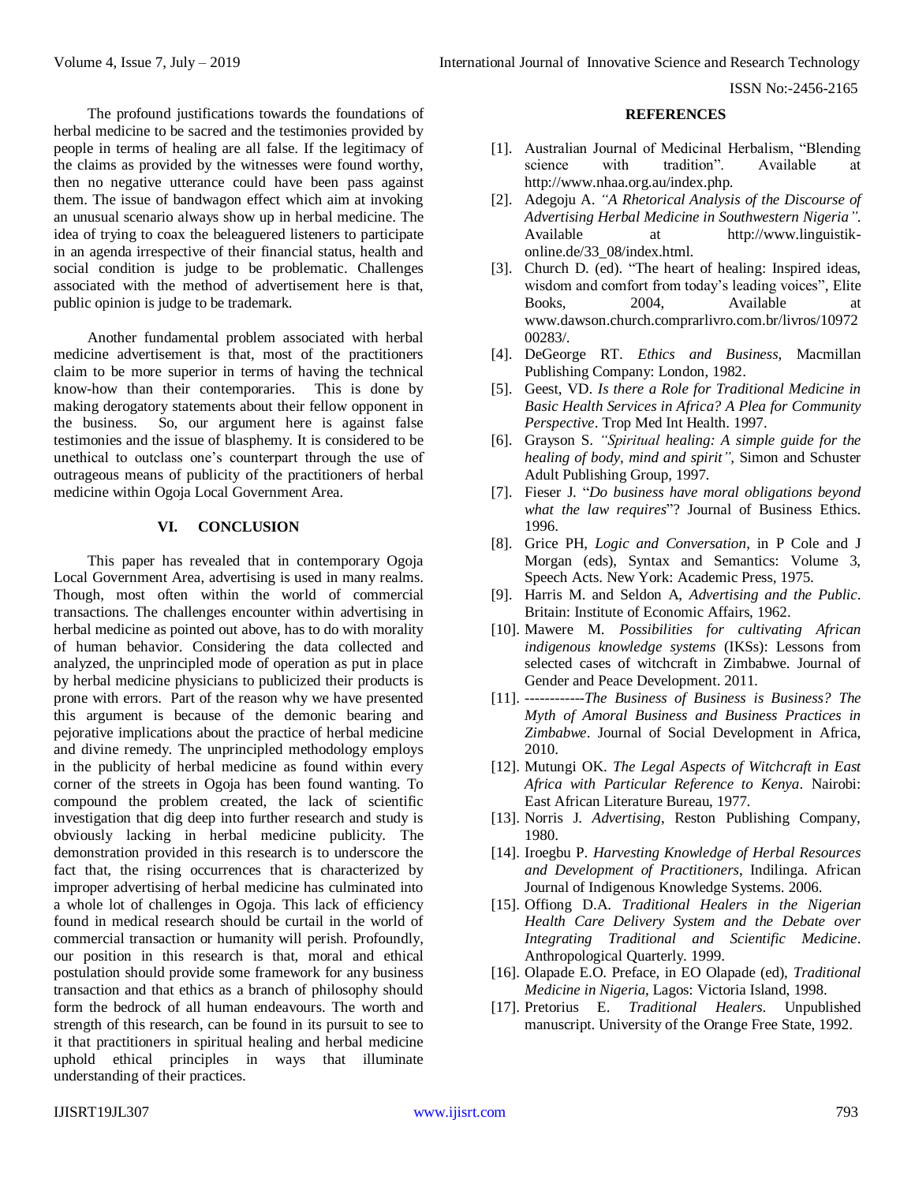The profound justifications towards the foundations of herbal medicine to be sacred and the testimonies provided by people in terms of healing are all false. If the legitimacy of the claims as provided by the witnesses were found worthy, then no negative utterance could have been pass against them. The issue of bandwagon effect which aim at invoking an unusual scenario always show up in herbal medicine. The idea of trying to coax the beleaguered listeners to participate in an agenda irrespective of their financial status, health and social condition is judge to be problematic. Challenges associated with the method of advertisement here is that, public opinion is judge to be trademark.

Another fundamental problem associated with herbal medicine advertisement is that, most of the practitioners claim to be more superior in terms of having the technical know-how than their contemporaries. This is done by making derogatory statements about their fellow opponent in the business. So, our argument here is against false testimonies and the issue of blasphemy. It is considered to be unethical to outclass one's counterpart through the use of outrageous means of publicity of the practitioners of herbal medicine within Ogoja Local Government Area.

## VI. CONCLUSION

This paper has revealed that in contemporary Ogoja Local Government Area, advertising is used in many realms. Though, most often within the world of commercial transactions. The challenges encounter within advertising in herbal medicine as pointed out above, has to do with morality of human behavior. Considering the data collected and analyzed, the unprincipled mode of operation as put in place by herbal medicine physicians to publicized their products is prone with errors. Part of the reason why we have presented this argument is because of the demonic bearing and pejorative implications about the practice of herbal medicine and divine remedy. The unprincipled methodology employs in the publicity of herbal medicine as found within every corner of the streets in Ogoja has been found wanting. To compound the problem created, the lack of scientific investigation that dig deep into further research and study is obviously lacking in herbal medicine publicity. The demonstration provided in this research is to underscore the fact that, the rising occurrences that is characterized by improper advertising of herbal medicine has culminated into a whole lot of challenges in Ogoja. This lack of efficiency found in medical research should be curtail in the world of commercial transaction or humanity will perish. Profoundly, our position in this research is that, moral and ethical postulation should provide some framework for any business transaction and that ethics as a branch of philosophy should form the bedrock of all human endeavours. The worth and strength of this research, can be found in its pursuit to see to it that practitioners in spiritual healing and herbal medicine uphold ethical principles in ways that illuminate understanding of their practices.

## REFERENCES

[1]. Australian Journal of Medicinal Herbalism, "Blending science with tradition". Available at http://www.nhaa.org.au/index.php.

[2]. Adegoju A. *"A Rhetorical Analysis of the Discourse of Advertising Herbal Medicine in Southwestern Nigeria"*. Available at http://www.linguistik-online.de/33_08/index.html.

[3]. Church D. (ed). "The heart of healing: Inspired ideas, wisdom and comfort from today's leading voices", Elite Books, 2004, Available at www.dawson.church.comprarlivro.com.br/livros/1097200283/.

[4]. DeGeorge RT. *Ethics and Business*, Macmillan Publishing Company: London, 1982.

[5]. Geest, VD. *Is there a Role for Traditional Medicine in Basic Health Services in Africa? A Plea for Community Perspective*. Trop Med Int Health. 1997.

[6]. Grayson S. *"Spiritual healing: A simple guide for the healing of body, mind and spirit"*, Simon and Schuster Adult Publishing Group, 1997.

[7]. Fieser J. "*Do business have moral obligations beyond what the law requires*"? Journal of Business Ethics. 1996.

[8]. Grice PH, *Logic and Conversation*, in P Cole and J Morgan (eds), Syntax and Semantics: Volume 3, Speech Acts. New York: Academic Press, 1975.

[9]. Harris M. and Seldon A, *Advertising and the Public*. Britain: Institute of Economic Affairs, 1962.

[10]. Mawere M. *Possibilities for cultivating African indigenous knowledge systems* (IKSs): Lessons from selected cases of witchcraft in Zimbabwe. Journal of Gender and Peace Development. 2011.

[11]. ------------*The Business of Business is Business? The Myth of Amoral Business and Business Practices in Zimbabwe*. Journal of Social Development in Africa, 2010.

[12]. Mutungi OK. *The Legal Aspects of Witchcraft in East Africa with Particular Reference to Kenya*. Nairobi: East African Literature Bureau, 1977.

[13]. Norris J. *Advertising*, Reston Publishing Company, 1980.

[14]. Iroegbu P. *Harvesting Knowledge of Herbal Resources and Development of Practitioners*, Indilinga. African Journal of Indigenous Knowledge Systems. 2006.

[15]. Offiong D.A. *Traditional Healers in the Nigerian Health Care Delivery System and the Debate over Integrating Traditional and Scientific Medicine*. Anthropological Quarterly. 1999.

[16]. Olapade E.O. Preface, in EO Olapade (ed), *Traditional Medicine in Nigeria*, Lagos: Victoria Island, 1998.

[17]. Pretorius E. *Traditional Healers*. Unpublished manuscript. University of the Orange Free State, 1992.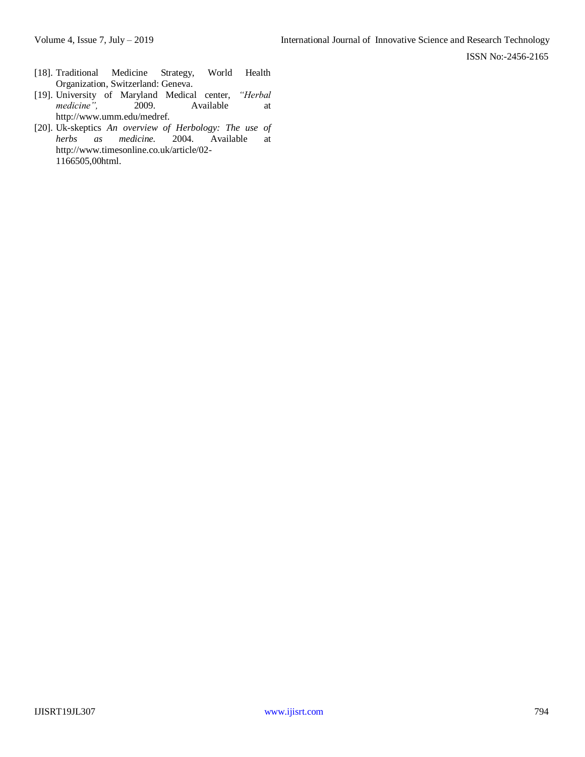[18]. Traditional Medicine Strategy, World Health Organization, Switzerland: Geneva.

[19]. University of Maryland Medical center, *"Herbal medicine",* 2009. Available at http://www.umm.edu/medref.

[20]. Uk-skeptics *An overview of Herbology: The use of herbs as medicine.* 2004. Available at http://www.timesonline.co.uk/article/02-1166505,00html.